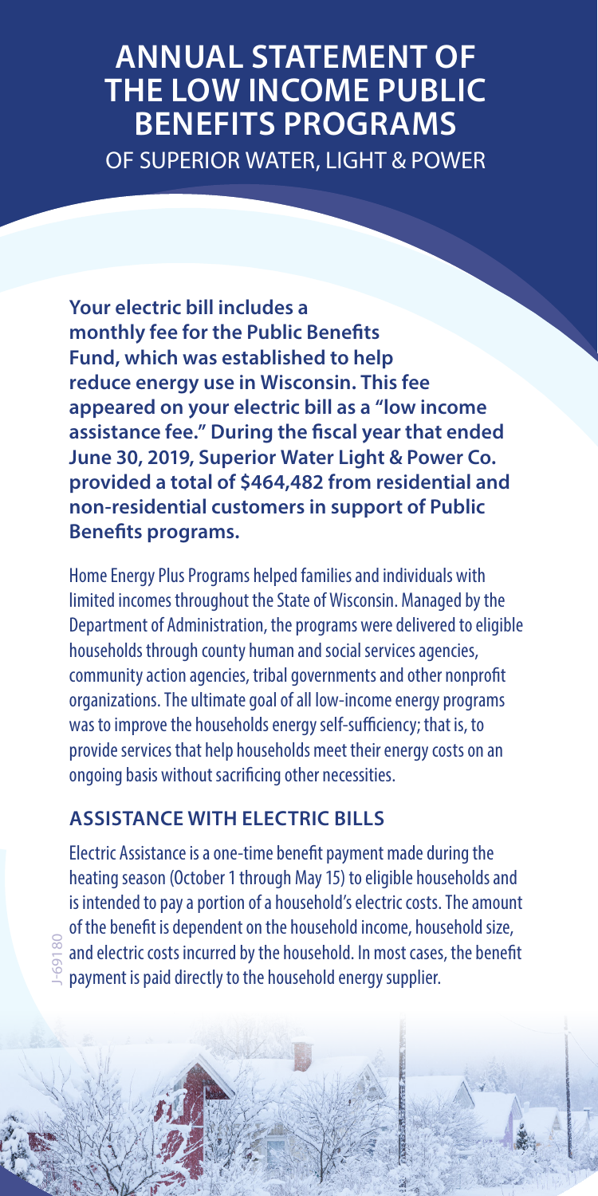# ANNUAL STATEMENT OF THE LOW INCOME PUBLIC BENEFITS PROGRAMS

OF SUPERIOR WATER, LIGHT & POWER

**Your electric bill includes a monthly fee for the Public Benefits Fund, which was established to help reduce energy use in Wisconsin. This fee appeared on your electric bill as a "low income assistance fee." During the fiscal year that ended June 30, 2019, Superior Water Light & Power Co. provided a total of $464,482 from residential and non-residential customers in support of Public Benefits programs.**

Home Energy Plus Programs helped families and individuals with limited incomes throughout the State of Wisconsin. Managed by the Department of Administration, the programs were delivered to eligible households through county human and social services agencies, community action agencies, tribal governments and other nonprofit organizations. The ultimate goal of all low-income energy programs was to improve the households energy self-sufficiency; that is, to provide services that help households meet their energy costs on an ongoing basis without sacrificing other necessities.

## ASSISTANCE WITH ELECTRIC BILLS

Electric Assistance is a one-time benefit payment made during the heating season (October 1 through May 15) to eligible households and is intended to pay a portion of a household's electric costs. The amount of the benefit is dependent on the household income, household size, and electric costs incurred by the household. In most cases, the benefit payment is paid directly to the household energy supplier.

J-69180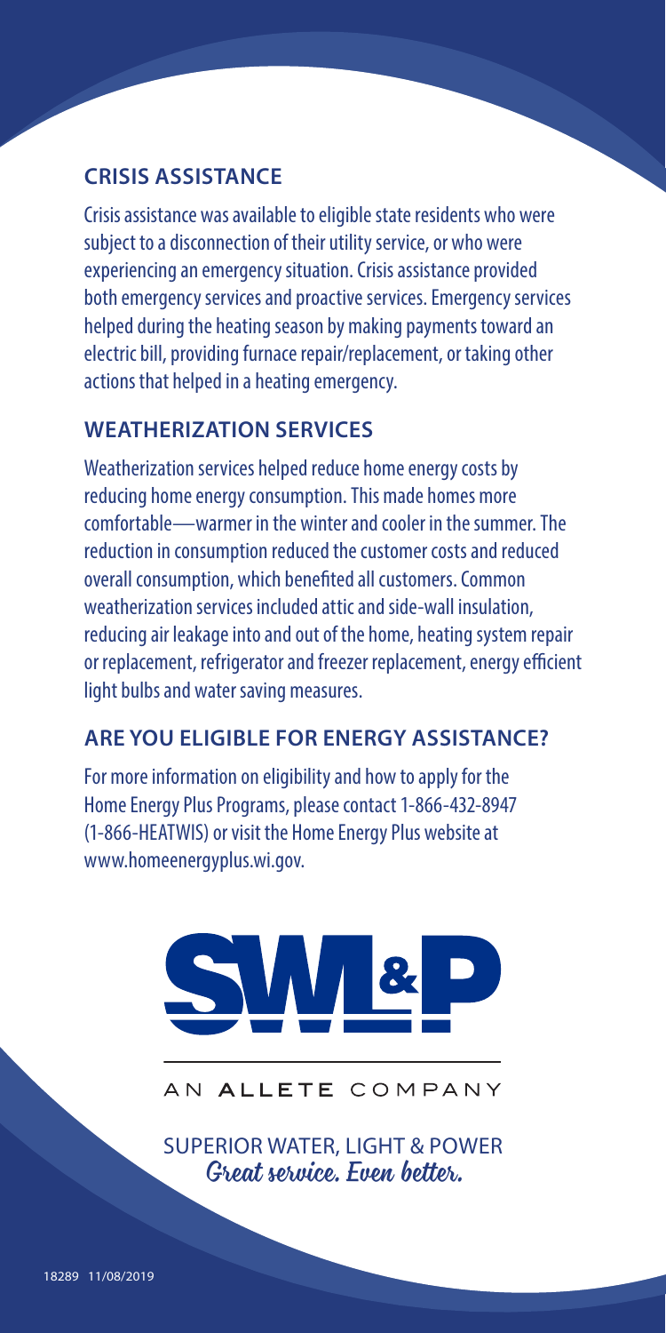## CRISIS ASSISTANCE

Crisis assistance was available to eligible state residents who were subject to a disconnection of their utility service, or who were experiencing an emergency situation. Crisis assistance provided both emergency services and proactive services. Emergency services helped during the heating season by making payments toward an electric bill, providing furnace repair/replacement, or taking other actions that helped in a heating emergency.

## WEATHERIZATION SERVICES

Weatherization services helped reduce home energy costs by reducing home energy consumption. This made homes more comfortable—warmer in the winter and cooler in the summer. The reduction in consumption reduced the customer costs and reduced overall consumption, which benefited all customers. Common weatherization services included attic and side-wall insulation, reducing air leakage into and out of the home, heating system repair or replacement, refrigerator and freezer replacement, energy efficient light bulbs and water saving measures.

## ARE YOU ELIGIBLE FOR ENERGY ASSISTANCE?

For more information on eligibility and how to apply for the Home Energy Plus Programs, please contact 1-866-432-8947 (1-866-HEATWIS) or visit the Home Energy Plus website at www.homeenergyplus.wi.gov.

SWL&P

AN ALLETE COMPANY

SUPERIOR WATER, LIGHT & POWER

*Great service. Even better.*

18289 11/08/2019